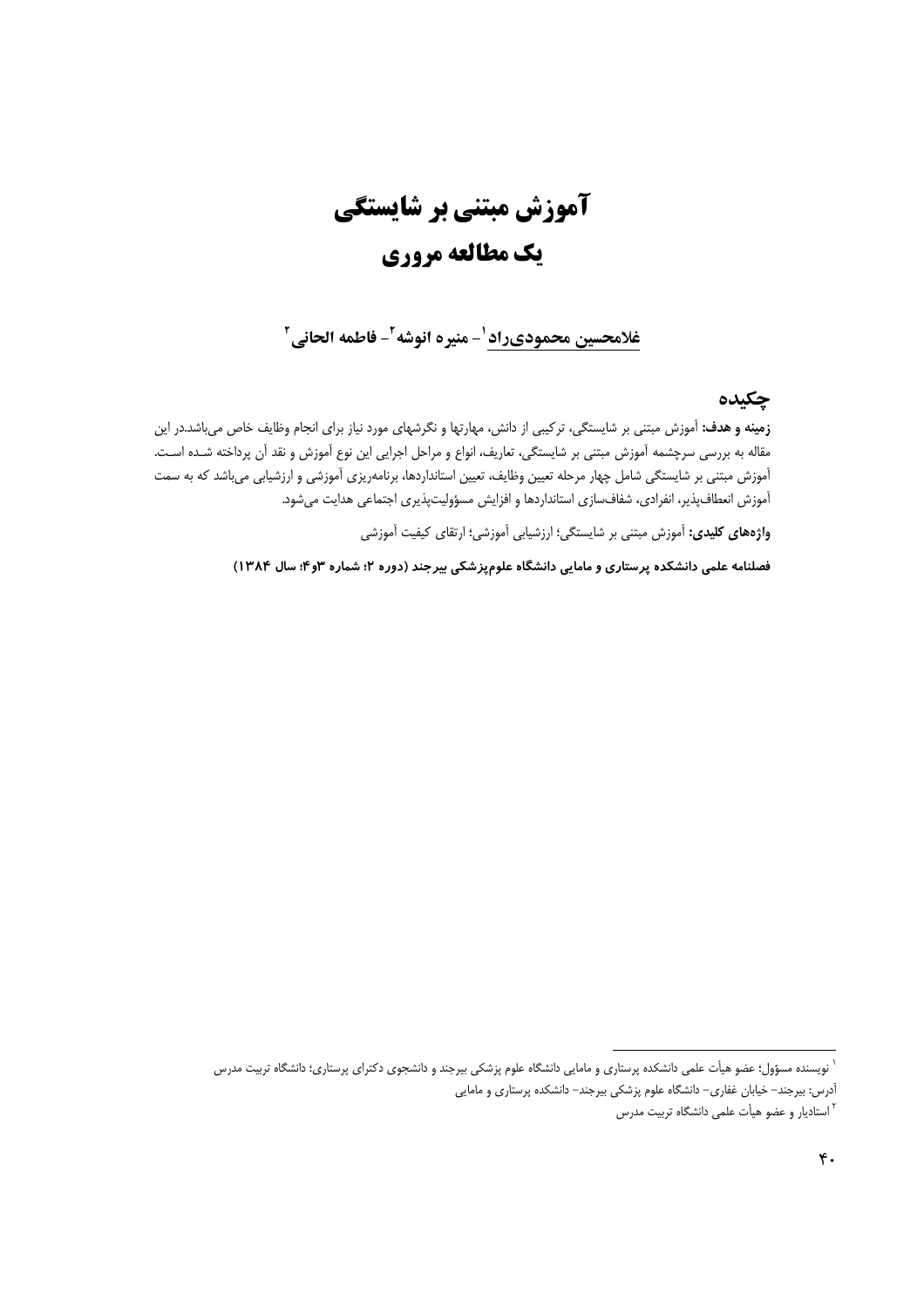# آموزش مبتنی بر شایستگی
# یک مطالعه مروری

**غلامحسین محمودی‌راد[1] - منیره انوشه[2] - فاطمه الحانی[2]**

## چکیده

**زمینه و هدف:** آموزش مبتنی بر شایستگی، ترکیبی از دانش، مهارتها و نگرشهای مورد نیاز برای انجام وظایف خاص می‌باشد.در این مقاله به بررسی سرچشمه آموزش مبتنی بر شایستگی، تعاریف، انواع و مراحل اجرایی این نوع آموزش و نقد آن پرداخته شده است. آموزش مبتنی بر شایستگی شامل چهار مرحله تعیین وظایف، تعیین استانداردها، برنامه‌ریزی آموزشی و ارزشیابی می‌باشد که به سمت آموزش انعطاف‌پذیر، انفرادی، شفاف‌سازی استانداردها و افزایش مسؤولیت‌پذیری اجتماعی هدایت می‌شود.

**واژه‌های کلیدی:** آموزش مبتنی بر شایستگی؛ ارزشیابی آموزشی؛ ارتقای کیفیت آموزشی

**فصلنامه علمی دانشکده پرستاری و مامایی دانشگاه علوم‌پزشکی بیرجند (دوره ۲؛ شماره ۳و۴؛ سال ۱۳۸۴)**

---

[1] نویسنده مسؤول؛ عضو هیأت علمی دانشکده پرستاری و مامایی دانشگاه علوم پزشکی بیرجند و دانشجوی دکترای پرستاری؛ دانشگاه تربیت مدرس
آدرس: بیرجند- خیابان غفاری- دانشگاه علوم پزشکی بیرجند- دانشکده پرستاری و مامایی

[2] استادیار و عضو هیأت علمی دانشگاه تربیت مدرس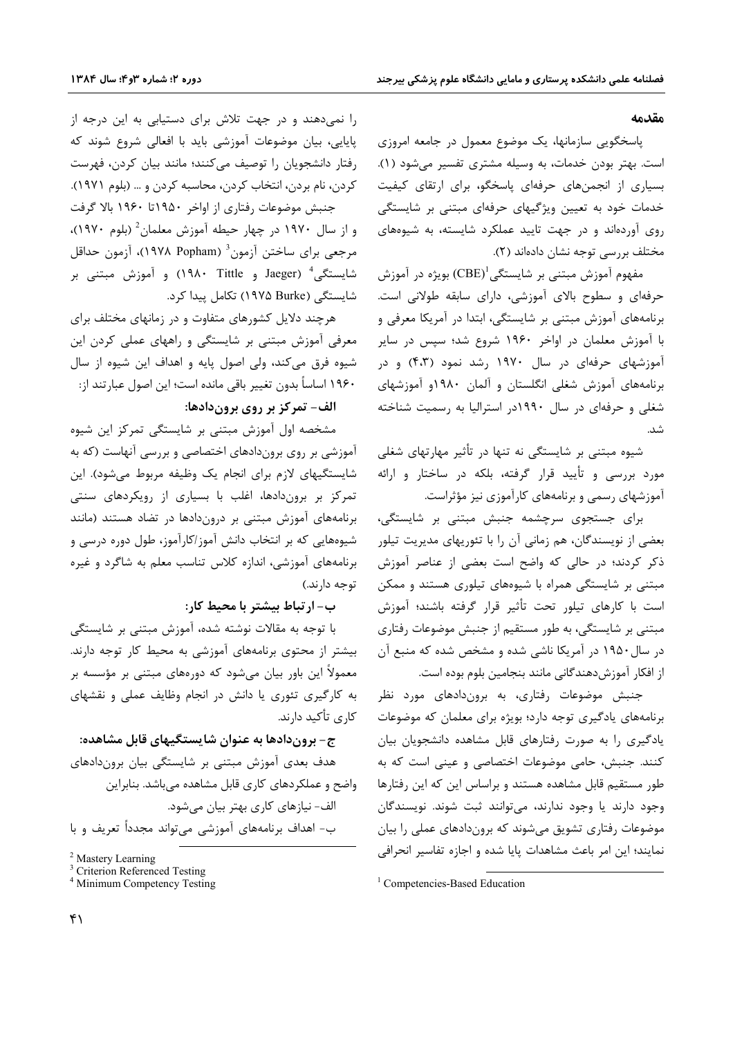## مقدمه

پاسخگویی سازمانها، یک موضوع معمول در جامعه امروزی است. بهتر بودن خدمات، به وسیله مشتری تفسیر می‌شود (۱). بسیاری از انجمن‌های حرفه‌ای پاسخگو، برای ارتقای کیفیت خدمات خود به تعیین ویژگیهای حرفه‌ای مبتنی بر شایستگی روی آورده‌اند و در جهت تایید عملکرد شایسته، به شیوه‌های مختلف بررسی توجه نشان داده‌اند (۲).

مفهوم آموزش مبتنی بر شایستگی (CBE)[1] بویژه در آموزش حرفه‌ای و سطوح بالای آموزشی، دارای سابقه طولانی است. برنامه‌های آموزش مبتنی بر شایستگی، ابتدا در آمریکا معرفی و با آموزش معلمان در اواخر ۱۹۶۰ شروع شد؛ سپس در سایر آموزشهای حرفه‌ای در سال ۱۹۷۰ رشد نمود (۴،۳) و در برنامه‌های آموزش شغلی انگلستان و آلمان ۱۹۸۰و آموزشهای شغلی و حرفه‌ای در سال ۱۹۹۰در استرالیا به رسمیت شناخته شد.

شیوه مبتنی بر شایستگی نه تنها در تأثیر مهارتهای شغلی مورد بررسی و تأیید قرار گرفته، بلکه در ساختار و ارائه آموزشهای رسمی و برنامه‌های کارآموزی نیز مؤثراست.

برای جستجوی سرچشمه جنبش مبتنی بر شایستگی، بعضی از نویسندگان، هم زمانی آن را با تئوریهای مدیریت تیلور ذکر کردند؛ در حالی که واضح است بعضی از عناصر آموزش مبتنی بر شایستگی همراه با شیوه‌های تیلوری هستند و ممکن است با کارهای تیلور تحت تأثیر قرار گرفته باشند؛ آموزش مبتنی بر شایستگی، به طور مستقیم از جنبش موضوعات رفتاری در سال۱۹۵۰ در آمریکا ناشی شده و مشخص شده که منبع آن از افکار آموزش‌دهندگانی مانند بنجامین بلوم بوده است.

جنبش موضوعات رفتاری، به برون‌دادهای مورد نظر برنامه‌های یادگیری توجه دارد؛ بویژه برای معلمان که موضوعات یادگیری را به صورت رفتارهای قابل مشاهده دانشجویان بیان کنند. جنبش، حامی موضوعات اختصاصی و عینی است که به طور مستقیم قابل مشاهده هستند و براساس این که این رفتارها وجود دارند یا وجود ندارند، می‌توانند ثبت شوند. نویسندگان موضوعات رفتاری تشویق می‌شوند که برون‌دادهای عملی را بیان نمایند؛ این امر باعث مشاهدات پایا شده و اجازه تفاسیر انحرافی را نمی‌دهند و در جهت تلاش برای دستیابی به این درجه از پایایی، بیان موضوعات آموزشی باید با افعالی شروع شوند که رفتار دانشجویان را توصیف می‌کنند؛ مانند بیان کردن، فهرست کردن، نام بردن، انتخاب کردن، محاسبه کردن و ... (بلوم ۱۹۷۱).

جنبش موضوعات رفتاری از اواخر ۱۹۵۰تا ۱۹۶۰ بالا گرفت و از سال ۱۹۷۰ در چهار حیطه آموزش معلمان[2] (بلوم ۱۹۷۰)، مرجعی برای ساختن آزمون[3] (Popham ۱۹۷۸)، آزمون حداقل شایستگی[4] (Jaeger و Tittle ۱۹۸۰) و آموزش مبتنی بر شایستگی (Burke ۱۹۷۵) تکامل پیدا کرد.

هرچند دلایل کشورهای متفاوت و در زمانهای مختلف برای معرفی آموزش مبتنی بر شایستگی و راههای عملی کردن این شیوه فرق می‌کند، ولی اصول پایه و اهداف این شیوه از سال ۱۹۶۰ اساساً بدون تغییر باقی مانده است؛ این اصول عبارتند از:

**الف- تمرکز بر روی برون‌دادها:**

مشخصه اول آموزش مبتنی بر شایستگی تمرکز این شیوه آموزشی بر روی برون‌دادهای اختصاصی و بررسی آنهاست (که به شایستگیهای لازم برای انجام یک وظیفه مربوط می‌شود). این تمرکز بر برون‌دادها، اغلب با بسیاری از رویکردهای سنتی برنامه‌های آموزش مبتنی بر درون‌دادها در تضاد هستند (مانند شیوه‌هایی که بر انتخاب دانش آموز/کارآموز، طول دوره درسی و برنامه‌های آموزشی، اندازه کلاس تناسب معلم به شاگرد و غیره توجه دارند.)

**ب- ارتباط بیشتر با محیط کار:**

با توجه به مقالات نوشته شده، آموزش مبتنی بر شایستگی بیشتر از محتوی برنامه‌های آموزشی به محیط کار توجه دارند. معمولاً این باور بیان می‌شود که دوره‌های مبتنی بر مؤسسه بر به کارگیری تئوری یا دانش در انجام وظایف عملی و نقشهای کاری تأکید دارند.

**ج- برون‌دادها به عنوان شایستگیهای قابل مشاهده:**

هدف بعدی آموزش مبتنی بر شایستگی بیان برون‌دادهای واضح و عملکردهای کاری قابل مشاهده می‌باشد. بنابراین

الف- نیازهای کاری بهتر بیان می‌شود.

ب- اهداف برنامه‌های آموزشی می‌تواند مجدداً تعریف و با

---

[1] Competencies-Based Education

[2] Mastery Learning

[3] Criterion Referenced Testing

[4] Minimum Competency Testing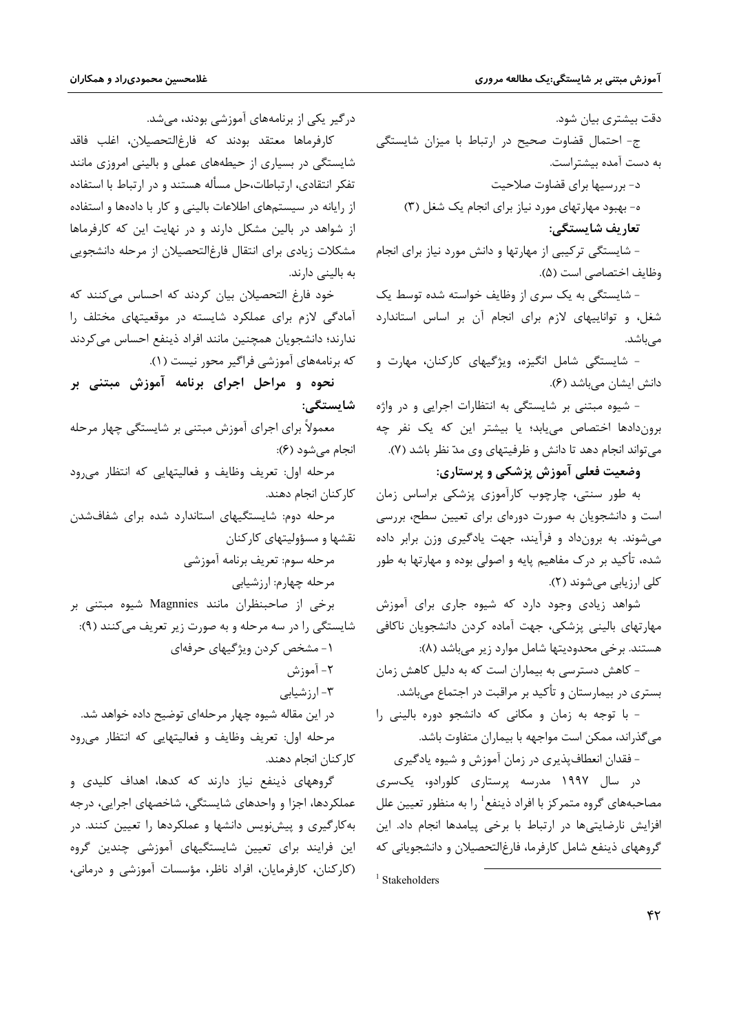دقت بیشتری بیان شود.

ج- احتمال قضاوت صحیح در ارتباط با میزان شایستگی به دست آمده بیشتراست.

د- بررسیها برای قضاوت صلاحیت

ه- بهبود مهارتهای مورد نیاز برای انجام یک شغل (۳)

**تعاریف شایستگی:**

- شایستگی ترکیبی از مهارتها و دانش مورد نیاز برای انجام وظایف اختصاصی است (۵).

- شایستگی به یک سری از وظایف خواسته شده توسط یک شغل، و تواناییهای لازم برای انجام آن بر اساس استاندارد می‌باشد.

- شایستگی شامل انگیزه، ویژگیهای کارکنان، مهارت و دانش ایشان می‌باشد (۶).

- شیوه مبتنی بر شایستگی به انتظارات اجرایی و در واژه برون‌دادها اختصاص می‌یابد؛ یا بیشتر این که یک نفر چه می‌تواند انجام دهد تا دانش و ظرفیتهای وی مدّ نظر باشد (۷).

**وضعیت فعلی آموزش پزشکی و پرستاری:**

به طور سنتی، چارچوب کارآموزی پزشکی براساس زمان است و دانشجویان به صورت دوره‌ای برای تعیین سطح، بررسی می‌شوند. به برون‌داد و فرآیند، جهت یادگیری وزن برابر داده شده، تأکید بر درک مفاهیم پایه و اصولی بوده و مهارتها به طور کلی ارزیابی می‌شوند (۲).

شواهد زیادی وجود دارد که شیوه جاری برای آموزش مهارتهای بالینی پزشکی، جهت آماده کردن دانشجویان ناکافی هستند. برخی محدودیتها شامل موارد زیر می‌باشد (۸):

- کاهش دسترسی به بیماران است که به دلیل کاهش زمان بستری در بیمارستان و تأکید بر مراقبت در اجتماع می‌باشد.

- با توجه به زمان و مکانی که دانشجو دوره بالینی را می‌گذراند، ممکن است مواجهه با بیماران متفاوت باشد.

- فقدان انعطاف‌پذیری در زمان آموزش و شیوه یادگیری

در سال ۱۹۹۷ مدرسه پرستاری کلورادو، یک‌سری مصاحبه‌های گروه متمرکز با افراد ذینفع[1] را به منظور تعیین علل افزایش نارضایتی‌ها در ارتباط با برخی پیامدها انجام داد. این گروههای ذینفع شامل کارفرما، فارغ‌التحصیلان و دانشجویانی که درگیر یکی از برنامه‌های آموزشی بودند، می‌شد.

کارفرماها معتقد بودند که فارغ‌التحصیلان، اغلب فاقد شایستگی در بسیاری از حیطه‌های عملی و بالینی امروزی مانند تفکر انتقادی، ارتباطات،حل مسأله هستند و در ارتباط با استفاده از رایانه در سیستم‌های اطلاعات بالینی و کار با داده‌ها و استفاده از شواهد در بالین مشکل دارند و در نهایت این که کارفرماها مشکلات زیادی برای انتقال فارغ‌التحصیلان از مرحله دانشجویی به بالینی دارند.

خود فارغ التحصیلان بیان کردند که احساس می‌کنند که آمادگی لازم برای عملکرد شایسته در موقعیتهای مختلف را ندارند؛ دانشجویان همچنین مانند افراد ذینفع احساس می‌کردند که برنامه‌های آموزشی فراگیر محور نیست (۱).

**نحوه و مراحل اجرای برنامه آموزش مبتنی بر شایستگی:**

معمولاً برای اجرای آموزش مبتنی بر شایستگی چهار مرحله انجام می‌شود (۶):

مرحله اول: تعریف وظایف و فعالیتهایی که انتظار می‌رود کارکنان انجام دهند.

مرحله دوم: شایستگیهای استاندارد شده برای شفاف‌شدن نقشها و مسؤولیتهای کارکنان

مرحله سوم: تعریف برنامه آموزشی

مرحله چهارم: ارزشیابی

برخی از صاحبنظران مانند Magnnies شیوه مبتنی بر شایستگی را در سه مرحله و به صورت زیر تعریف می‌کنند (۹):

۱- مشخص کردن ویژگیهای حرفه‌ای

۲- آموزش

۳- ارزشیابی

در این مقاله شیوه چهار مرحله‌ای توضیح داده خواهد شد.

مرحله اول: تعریف وظایف و فعالیتهایی که انتظار می‌رود کارکنان انجام دهند.

گروههای ذینفع نیاز دارند که کدها، اهداف کلیدی و عملکردها، اجزا و واحدهای شایستگی، شاخصهای اجرایی، درجه به‌کارگیری و پیش‌نویس دانشها و عملکردها را تعیین کنند. در این فرایند برای تعیین شایستگیهای آموزشی چندین گروه (کارکنان، کارفرمایان، افراد ناظر، مؤسسات آموزشی و درمانی،

---

[1] Stakeholders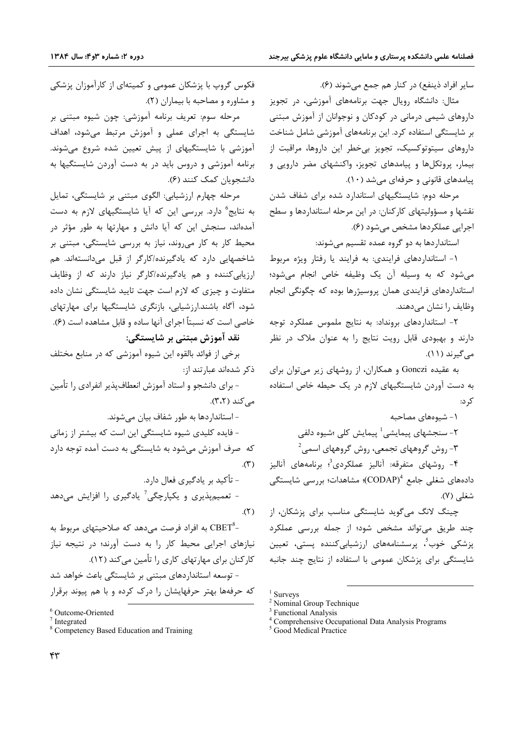سایر افراد ذینفع) در کنار هم جمع می‌شوند (۶).

مثال: دانشگاه رویال جهت برنامه‌های آموزشی، در تجویز داروهای شیمی درمانی در کودکان و نوجوانان از آموزش مبتنی بر شایستگی استفاده کرد. این برنامه‌های آموزشی شامل شناخت داروهای سیتوتوکسیک، تجویز بی‌خطر این داروها، مراقبت از بیمار، پروتکل‌ها و پیامدهای تجویز، واکنشهای مضر دارویی و پیامدهای قانونی و حرفه‌ای می‌شد (۱۰).

مرحله دوم: شایستگیهای استاندارد شده برای شفاف شدن نقشها و مسؤولیتهای کارکنان: در این مرحله استانداردها و سطح اجرایی عملکردها مشخص می‌شود (۶).

استانداردها به دو گروه عمده تقسیم می‌شوند:

۱- استانداردهای فرایندی: به فرایند یا رفتار ویژه مربوط می‌شود که به وسیله آن یک وظیفه خاص انجام می‌شود؛ استانداردهای فرایندی همان پروسیژرها بوده که چگونگی انجام وظایف را نشان می‌دهند.

۲- استانداردهای برونداد: به نتایج ملموس عملکرد توجه دارند و بهبودی قابل رویت نتایج را به عنوان ملاک در نظر می‌گیرند (۱۱).

به عقیده Gonczi و همکاران، از روشهای زیر می‌توان برای به دست آوردن شایستگیهای لازم در یک حیطه خاص استفاده کرد:

۱- شیوه‌های مصاحبه

۲- سنجشهای پیمایشی[1] پیمایش کلی ؛شیوه دلفی

۳- روش گروههای تجمعی، روش گروههای اسمی[2]

۴- روشهای متفرقه: آنالیز عملکردی[3]؛ برنامه‌های آنالیز داده‌های شغلی جامع (CODAP)[4]؛ مشاهدات؛ بررسی شایستگی شغلی (۷).

چینگ لانگ می‌گوید شایستگی مناسب برای پزشکان، از چند طریق می‌تواند مشخص شود؛ از جمله بررسی عملکرد پزشکی خوب[5]، پرسشنامه‌های ارزشیابی‌کننده پستی، تعیین شایستگی برای پزشکان عمومی با استفاده از نتایج چند جانبه فکوس گروپ با پزشکان عمومی و کمیته‌ای از کارآموزان پزشکی و مشاوره و مصاحبه با بیماران (۲).

مرحله سوم: تعریف برنامه آموزشی: چون شیوه مبتنی بر شایستگی به اجرای عملی و آموزش مرتبط می‌شود، اهداف آموزشی با شایستگیهای از پیش تعیین شده شروع می‌شوند. برنامه آموزشی و دروس باید در به دست آوردن شایستگیها به دانشجویان کمک کنند (۶).

مرحله چهارم ارزشیابی: الگوی مبتنی بر شایستگی، تمایل به نتایج[6] دارد. بررسی این که آیا شایستگیهای لازم به دست آمده‌اند، سنجش این که آیا دانش و مهارتها به طور مؤثر در محیط کار به کار می‌روند، نیاز به بررسی شایستگی، مبتنی بر شاخصهایی دارد که یادگیرنده/کارگر از قبل می‌دانسته‌اند. هم ارزیابی‌کننده و هم یادگیرنده/کارگر نیاز دارند که از وظایف متفاوت و چیزی که لازم است جهت تایید شایستگی نشان داده شود، آگاه باشند.ارزشیابی، بازنگری شایستگیها برای مهارتهای خاصی است که نسبتاً اجرای آنها ساده و قابل مشاهده است (۶).

**نقد آموزش مبتنی بر شایستگی:**

برخی از فوائد بالقوه این شیوه آموزشی که در منابع مختلف ذکر شده‌اند عبارتند از:

- برای دانشجو و استاد آموزش انعطاف‌پذیر انفرادی را تأمین می‌کند (۳،۲).

- استانداردها به طور شفاف بیان می‌شوند.

- فایده کلیدی شیوه شایستگی این است که بیشتر از زمانی که صرف آموزش می‌شود به شایستگی به دست آمده توجه دارد (۳).

- تأکید بر یادگیری فعال دارد.

- تعمیم‌پذیری و یکپارچگی[7] یادگیری را افزایش می‌دهد (۲).

-CBET[8] به افراد فرصت می‌دهد که صلاحیتهای مربوط به نیازهای اجرایی محیط کار را به دست آورند؛ در نتیجه نیاز کارکنان برای مهارتهای کاری را تأمین می‌کند (۱۲).

- توسعه استانداردهای مبتنی بر شایستگی باعث خواهد شد که حرفه‌ها بهتر حرفهایشان را درک کرده و با هم پیوند برقرار

---

[1] Surveys
[2] Nominal Group Technique
[3] Functional Analysis
[4] Comprehensive Occupational Data Analysis Programs
[5] Good Medical Practice
[6] Outcome-Oriented
[7] Integrated
[8] Competency Based Education and Training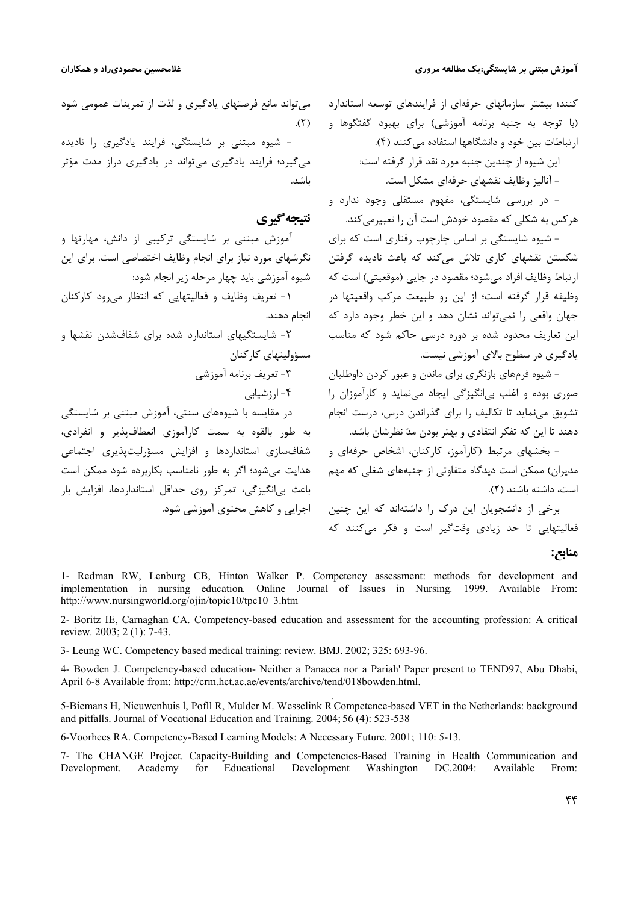کنند؛ بیشتر سازمانهای حرفه‌ای از فرایندهای توسعه استاندارد (با توجه به جنبه برنامه آموزشی) برای بهبود گفتگوها و ارتباطات بین خود و دانشگاهها استفاده می‌کنند (۴).

این شیوه از چندین جنبه مورد نقد قرار گرفته است:

- آنالیز وظایف نقشهای حرفه‌ای مشکل است.
- در بررسی شایستگی، مفهوم مستقلی وجود ندارد و هرکس به شکلی که مقصود خودش است آن را تعبیرمی‌کند.
- شیوه شایستگی بر اساس چارچوب رفتاری است که برای شکستن نقشهای کاری تلاش می‌کند که باعث نادیده گرفتن ارتباط وظایف افراد می‌شود؛ مقصود در جایی (موقعیتی) است که وظیفه قرار گرفته است؛ از این رو طبیعت مرکب واقعیتها در جهان واقعی را نمی‌تواند نشان دهد و این خطر وجود دارد که این تعاریف محدود شده بر دوره درسی حاکم شود که مناسب یادگیری در سطوح بالای آموزشی نیست.
- شیوه فرمهای بازنگری برای ماندن و عبور کردن داوطلبان صوری بوده و اغلب بی‌انگیزگی ایجاد می‌نماید و کارآموزان را تشویق می‌نماید تا تکالیف را برای گذراندن درس، درست انجام دهند تا این که تفکر انتقادی و بهتر بودن مدّ نظرشان باشد.
- بخشهای مرتبط (کارآموز، کارکنان، اشخاص حرفه‌ای و مدیران) ممکن است دیدگاه متفاوتی از جنبه‌های شغلی که مهم است، داشته باشند (۲).

برخی از دانشجویان این درک را داشته‌اند که این چنین فعالیتهایی تا حد زیادی وقت‌گیر است و فکر می‌کنند که می‌تواند مانع فرصتهای یادگیری و لذت از تمرینات عمومی شود (۲).

- شیوه مبتنی بر شایستگی، فرایند یادگیری را نادیده می‌گیرد؛ فرایند یادگیری می‌تواند در یادگیری دراز مدت مؤثر باشد.

## نتیجه‌گیری

آموزش مبتنی بر شایستگی ترکیبی از دانش، مهارتها و نگرشهای مورد نیاز برای انجام وظایف اختصاصی است. برای این شیوه آموزشی باید چهار مرحله زیر انجام شود:

۱- تعریف وظایف و فعالیتهایی که انتظار می‌رود کارکنان انجام دهند.

۲- شایستگیهای استاندارد شده برای شفاف‌شدن نقشها و مسؤولیتهای کارکنان

۳- تعریف برنامه آموزشی

۴- ارزشیابی

در مقایسه با شیوه‌های سنتی، آموزش مبتنی بر شایستگی به طور بالقوه به سمت کارآموزی انعطاف‌پذیر و انفرادی، شفاف‌سازی استانداردها و افزایش مسؤولیت‌پذیری اجتماعی هدایت می‌شود؛ اگر به طور نامناسب بکاربرده شود ممکن است باعث بی‌انگیزگی، تمرکز روی حداقل استانداردها، افزایش بار اجرایی و کاهش محتوی آموزشی شود.

## منابع:

1- Redman RW, Lenburg CB, Hinton Walker P. Competency assessment: methods for development and implementation in nursing education. Online Journal of Issues in Nursing. 1999. Available From: http://www.nursingworld.org/ojin/topic10/tpc10_3.htm

2- Boritz IE, Carnaghan CA. Competency-based education and assessment for the accounting profession: A critical review. 2003; 2 (1): 7-43.

3- Leung WC. Competency based medical training: review. BMJ. 2002; 325: 693-96.

4- Bowden J. Competency-based education- Neither a Panacea nor a Pariah' Paper present to TEND97, Abu Dhabi, April 6-8 Available from: http://crm.hct.ac.ae/events/archive/tend/018bowden.html.

5-Biemans H, Nieuwenhuis l, Pofll R, Mulder M. Wesselink R Competence-based VET in the Netherlands: background and pitfalls. Journal of Vocational Education and Training. 2004; 56 (4): 523-538

6-Voorhees RA. Competency-Based Learning Models: A Necessary Future. 2001; 110: 5-13.

7- The CHANGE Project. Capacity-Building and Competencies-Based Training in Health Communication and Development. Academy for Educational Development Washington DC.2004: Available From: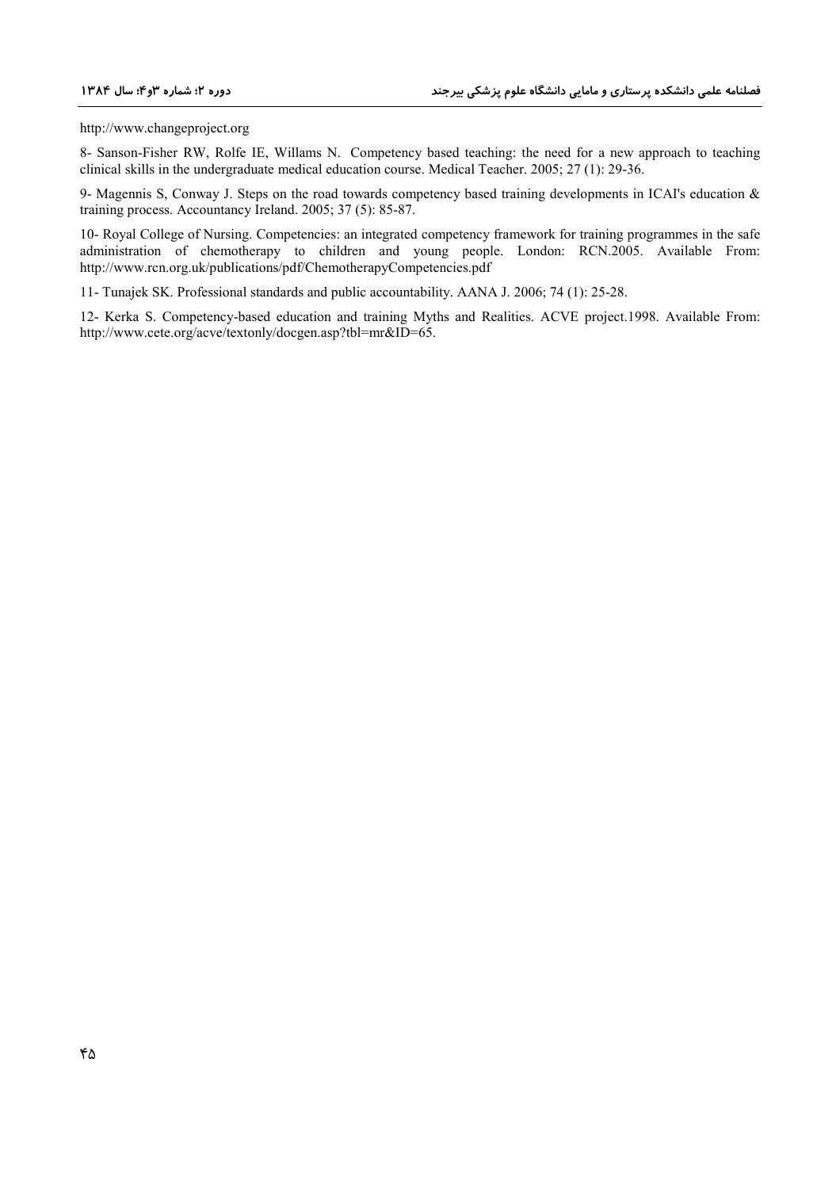http://www.changeproject.org

8- Sanson-Fisher RW, Rolfe IE, Willams N. Competency based teaching: the need for a new approach to teaching clinical skills in the undergraduate medical education course. Medical Teacher. 2005; 27 (1): 29-36.

9- Magennis S, Conway J. Steps on the road towards competency based training developments in ICAI's education & training process. Accountancy Ireland. 2005; 37 (5): 85-87.

10- Royal College of Nursing. Competencies: an integrated competency framework for training programmes in the safe administration of chemotherapy to children and young people. London: RCN.2005. Available From: http://www.rcn.org.uk/publications/pdf/ChemotherapyCompetencies.pdf

11- Tunajek SK. Professional standards and public accountability. AANA J. 2006; 74 (1): 25-28.

12- Kerka S. Competency-based education and training Myths and Realities. ACVE project.1998. Available From: http://www.cete.org/acve/textonly/docgen.asp?tbl=mr&ID=65.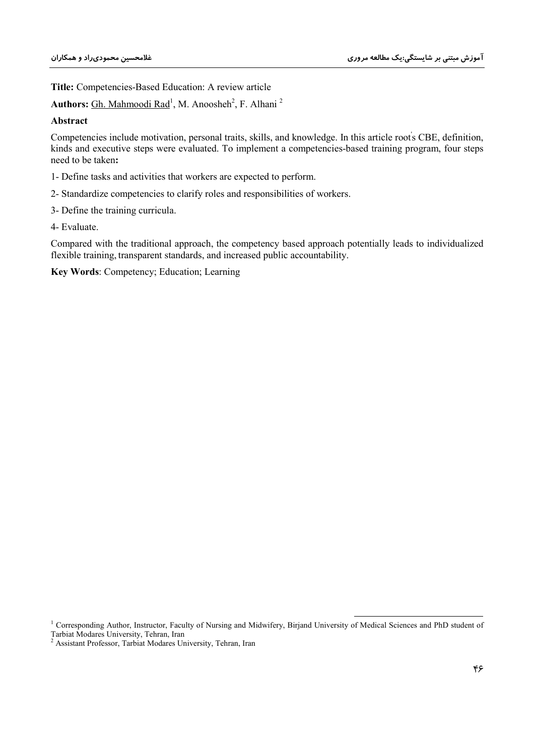**Title:** Competencies-Based Education: A review article

**Authors:** Gh. Mahmoodi Rad[1], M. Anoosheh[2], F. Alhani [2]

**Abstract**

Competencies include motivation, personal traits, skills, and knowledge. In this article root's CBE, definition, kinds and executive steps were evaluated. To implement a competencies-based training program, four steps need to be taken**:**

1- Define tasks and activities that workers are expected to perform.

2- Standardize competencies to clarify roles and responsibilities of workers.

3- Define the training curricula.

4- Evaluate.

Compared with the traditional approach, the competency based approach potentially leads to individualized flexible training, transparent standards, and increased public accountability.

**Key Words**: Competency; Education; Learning

---

[1] Corresponding Author, Instructor, Faculty of Nursing and Midwifery, Birjand University of Medical Sciences and PhD student of Tarbiat Modares University, Tehran, Iran

[2] Assistant Professor, Tarbiat Modares University, Tehran, Iran